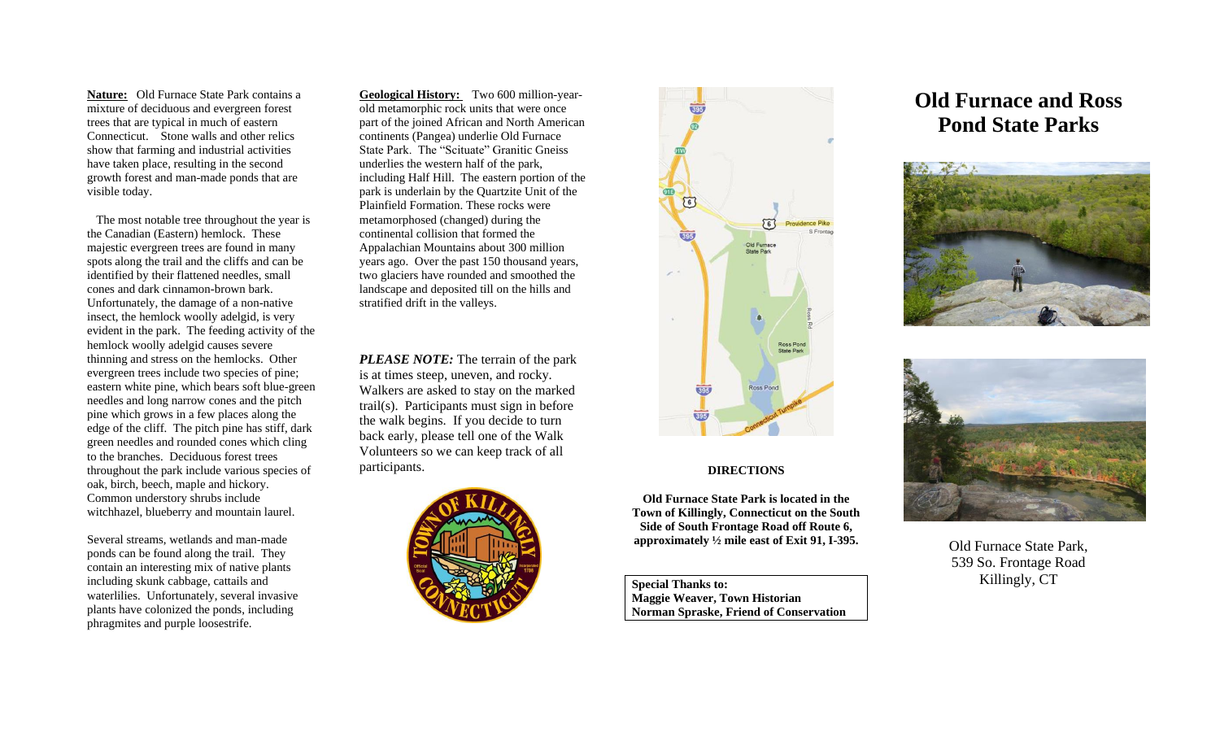**Nature:** Old Furnace State Park contains a mixture of deciduous and evergreen forest trees that are typical in much of eastern Connecticut. Stone walls and other relics show that farming and industrial activities have taken place, resulting in the second growth forest and man-made ponds that are visible today.

The most notable tree throughout the year is the Canadian (Eastern) hemlock. These majestic evergreen trees are found in many spots along the trail and the cliffs and can be identified by their flattened needles, small cones and dark cinnamon-brown bark. Unfortunately, the damage of a non-native insect, the hemlock woolly adelgid, is very evident in the park. The feeding activity of the hemlock woolly adelgid causes severe thinning and stress on the hemlocks. Other evergreen trees include two species of pine; eastern white pine, which bears soft blue-green needles and long narrow cones and the pitch pine which grows in a few places along the edge of the cliff. The pitch pine has stiff, dark green needles and rounded cones which cling to the branches. Deciduous forest trees throughout the park include various species of oak, birch, beech, maple and hickory. Common understory shrubs include witchhazel, blueberry and mountain laurel.

Several streams, wetlands and man-made ponds can be found along the trail. They contain an interesting mix of native plants including skunk cabbage, cattails and waterlilies. Unfortunately, several invasive plants have colonized the ponds, including phragmites and purple loosestrife.

**Geological History:** Two 600 million-year-old metamorphic rock units that were once part of the joined African and North American continents (Pangea) underlie Old Furnace State Park. The "Scituate" Granitic Gneiss underlies the western half of the park, including Half Hill. The eastern portion of the park is underlain by the Quartzite Unit of the Plainfield Formation. These rocks were metamorphosed (changed) during the continental collision that formed the Appalachian Mountains about 300 million years ago. Over the past 150 thousand years, two glaciers have rounded and smoothed the landscape and deposited till on the hills and stratified drift in the valleys.

***PLEASE NOTE:*** The terrain of the park is at times steep, uneven, and rocky. Walkers are asked to stay on the marked trail(s). Participants must sign in before the walk begins. If you decide to turn back early, please tell one of the Walk Volunteers so we can keep track of all participants.

**DIRECTIONS**

**Old Furnace State Park is located in the Town of Killingly, Connecticut on the South Side of South Frontage Road off Route 6, approximately ½ mile east of Exit 91, I-395.**

**Special Thanks to:**
**Maggie Weaver, Town Historian**
**Norman Spraske, Friend of Conservation**

# Old Furnace and Ross Pond State Parks

Old Furnace State Park,
539 So. Frontage Road
Killingly, CT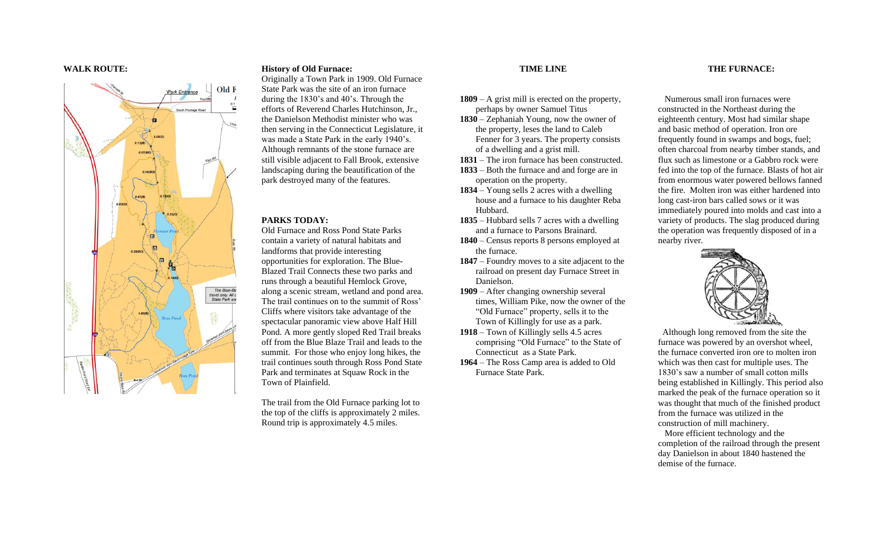**WALK ROUTE:**

**History of Old Furnace:**

Originally a Town Park in 1909. Old Furnace State Park was the site of an iron furnace during the 1830's and 40's. Through the efforts of Reverend Charles Hutchinson, Jr., the Danielson Methodist minister who was then serving in the Connecticut Legislature, it was made a State Park in the early 1940's. Although remnants of the stone furnace are still visible adjacent to Fall Brook, extensive landscaping during the beautification of the park destroyed many of the features.

**PARKS TODAY:**

Old Furnace and Ross Pond State Parks contain a variety of natural habitats and landforms that provide interesting opportunities for exploration. The Blue-Blazed Trail Connects these two parks and runs through a beautiful Hemlock Grove, along a scenic stream, wetland and pond area. The trail continues on to the summit of Ross' Cliffs where visitors take advantage of the spectacular panoramic view above Half Hill Pond. A more gently sloped Red Trail breaks off from the Blue Blaze Trail and leads to the summit. For those who enjoy long hikes, the trail continues south through Ross Pond State Park and terminates at Squaw Rock in the Town of Plainfield.

The trail from the Old Furnace parking lot to the top of the cliffs is approximately 2 miles. Round trip is approximately 4.5 miles.

**TIME LINE**

- **1809** – A grist mill is erected on the property, perhaps by owner Samuel Titus
- **1830** – Zephaniah Young, now the owner of the property, leses the land to Caleb Fenner for 3 years. The property consists of a dwelling and a grist mill.
- **1831** – The iron furnace has been constructed.
- **1833** – Both the furnace and and forge are in operation on the property.
- **1834** – Young sells 2 acres with a dwelling house and a furnace to his daughter Reba Hubbard.
- **1835** – Hubbard sells 7 acres with a dwelling and a furnace to Parsons Brainard.
- **1840** – Census reports 8 persons employed at the furnace.
- **1847** – Foundry moves to a site adjacent to the railroad on present day Furnace Street in Danielson.
- **1909** – After changing ownership several times, William Pike, now the owner of the "Old Furnace" property, sells it to the Town of Killingly for use as a park.
- **1918** – Town of Killingly sells 4.5 acres comprising "Old Furnace" to the State of Connecticut as a State Park.
- **1964** – The Ross Camp area is added to Old Furnace State Park.

**THE FURNACE:**

Numerous small iron furnaces were constructed in the Northeast during the eighteenth century. Most had similar shape and basic method of operation. Iron ore frequently found in swamps and bogs, fuel; often charcoal from nearby timber stands, and flux such as limestone or a Gabbro rock were fed into the top of the furnace. Blasts of hot air from enormous water powered bellows fanned the fire. Molten iron was either hardened into long cast-iron bars called sows or it was immediately poured into molds and cast into a variety of products. The slag produced during the operation was frequently disposed of in a nearby river.

Although long removed from the site the furnace was powered by an overshot wheel, the furnace converted iron ore to molten iron which was then cast for multiple uses. The 1830's saw a number of small cotton mills being established in Killingly. This period also marked the peak of the furnace operation so it was thought that much of the finished product from the furnace was utilized in the construction of mill machinery.

More efficient technology and the completion of the railroad through the present day Danielson in about 1840 hastened the demise of the furnace.